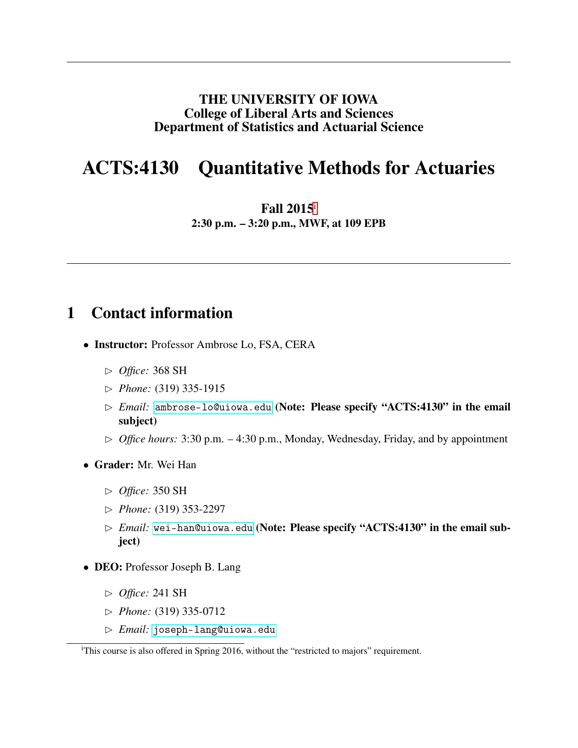**THE UNIVERSITY OF IOWA**
**College of Liberal Arts and Sciences**
**Department of Statistics and Actuarial Science**

# ACTS:4130 Quantitative Methods for Actuaries

**Fall 2015**[i]
**2:30 p.m. – 3:20 p.m., MWF, at 109 EPB**

## 1 Contact information

- **Instructor:** Professor Ambrose Lo, FSA, CERA
  - ▷ *Office:* 368 SH
  - ▷ *Phone:* (319) 335-1915
  - ▷ *Email:* `ambrose-lo@uiowa.edu` **(Note: Please specify "ACTS:4130" in the email subject)**
  - ▷ *Office hours:* 3:30 p.m. – 4:30 p.m., Monday, Wednesday, Friday, and by appointment
- **Grader:** Mr. Wei Han
  - ▷ *Office:* 350 SH
  - ▷ *Phone:* (319) 353-2297
  - ▷ *Email:* `wei-han@uiowa.edu` **(Note: Please specify "ACTS:4130" in the email subject)**
- **DEO:** Professor Joseph B. Lang
  - ▷ *Office:* 241 SH
  - ▷ *Phone:* (319) 335-0712
  - ▷ *Email:* `joseph-lang@uiowa.edu`

[i] This course is also offered in Spring 2016, without the "restricted to majors" requirement.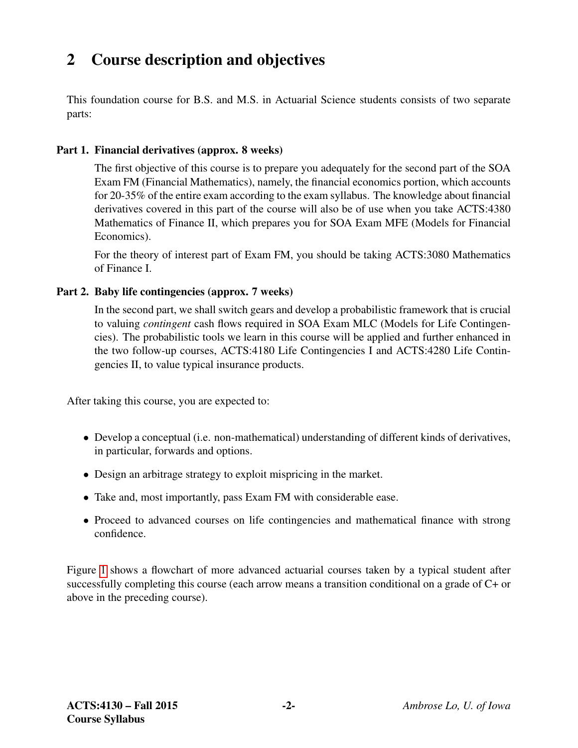## 2 Course description and objectives

This foundation course for B.S. and M.S. in Actuarial Science students consists of two separate parts:

**Part 1. Financial derivatives (approx. 8 weeks)**

The first objective of this course is to prepare you adequately for the second part of the SOA Exam FM (Financial Mathematics), namely, the financial economics portion, which accounts for 20-35% of the entire exam according to the exam syllabus. The knowledge about financial derivatives covered in this part of the course will also be of use when you take ACTS:4380 Mathematics of Finance II, which prepares you for SOA Exam MFE (Models for Financial Economics).

For the theory of interest part of Exam FM, you should be taking ACTS:3080 Mathematics of Finance I.

**Part 2. Baby life contingencies (approx. 7 weeks)**

In the second part, we shall switch gears and develop a probabilistic framework that is crucial to valuing *contingent* cash flows required in SOA Exam MLC (Models for Life Contingencies). The probabilistic tools we learn in this course will be applied and further enhanced in the two follow-up courses, ACTS:4180 Life Contingencies I and ACTS:4280 Life Contingencies II, to value typical insurance products.

After taking this course, you are expected to:

- Develop a conceptual (i.e. non-mathematical) understanding of different kinds of derivatives, in particular, forwards and options.
- Design an arbitrage strategy to exploit mispricing in the market.
- Take and, most importantly, pass Exam FM with considerable ease.
- Proceed to advanced courses on life contingencies and mathematical finance with strong confidence.

Figure 1 shows a flowchart of more advanced actuarial courses taken by a typical student after successfully completing this course (each arrow means a transition conditional on a grade of C+ or above in the preceding course).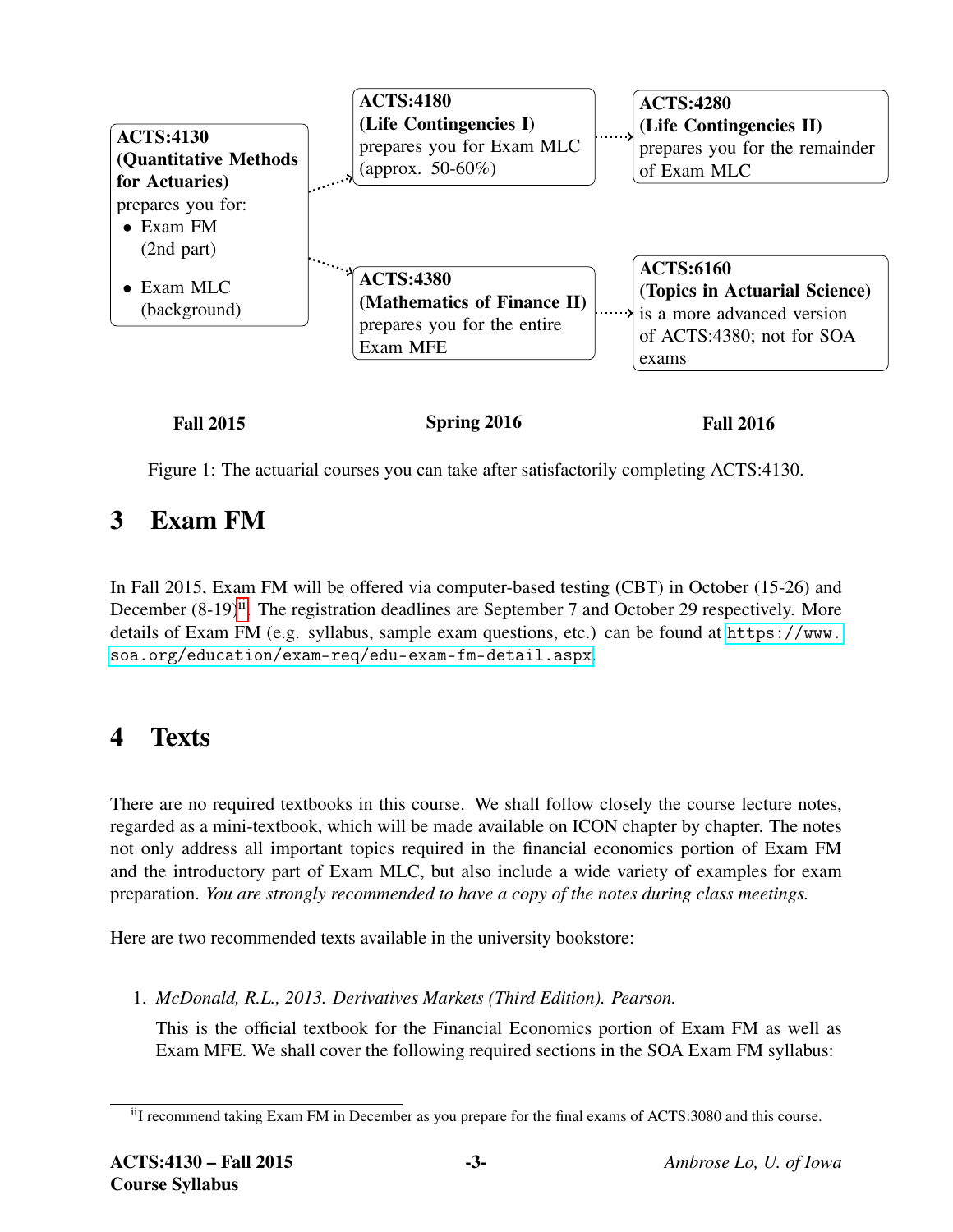**ACTS:4130 (Quantitative Methods for Actuaries)** prepares you for:
- Exam FM (2nd part)
- Exam MLC (background)

**ACTS:4180 (Life Contingencies I)** prepares you for Exam MLC (approx. 50-60%)

**ACTS:4280 (Life Contingencies II)** prepares you for the remainder of Exam MLC

**ACTS:4380 (Mathematics of Finance II)** prepares you for the entire Exam MFE

**ACTS:6160 (Topics in Actuarial Science)** is a more advanced version of ACTS:4380; not for SOA exams

**Fall 2015** | **Spring 2016** | **Fall 2016**

Figure 1: The actuarial courses you can take after satisfactorily completing ACTS:4130.

## 3 Exam FM

In Fall 2015, Exam FM will be offered via computer-based testing (CBT) in October (15-26) and December (8-19)[ii]. The registration deadlines are September 7 and October 29 respectively. More details of Exam FM (e.g. syllabus, sample exam questions, etc.) can be found at `https://www.soa.org/education/exam-req/edu-exam-fm-detail.aspx`.

## 4 Texts

There are no required textbooks in this course. We shall follow closely the course lecture notes, regarded as a mini-textbook, which will be made available on ICON chapter by chapter. The notes not only address all important topics required in the financial economics portion of Exam FM and the introductory part of Exam MLC, but also include a wide variety of examples for exam preparation. *You are strongly recommended to have a copy of the notes during class meetings.*

Here are two recommended texts available in the university bookstore:

1. *McDonald, R.L., 2013. Derivatives Markets (Third Edition). Pearson.*

   This is the official textbook for the Financial Economics portion of Exam FM as well as Exam MFE. We shall cover the following required sections in the SOA Exam FM syllabus:

[ii] I recommend taking Exam FM in December as you prepare for the final exams of ACTS:3080 and this course.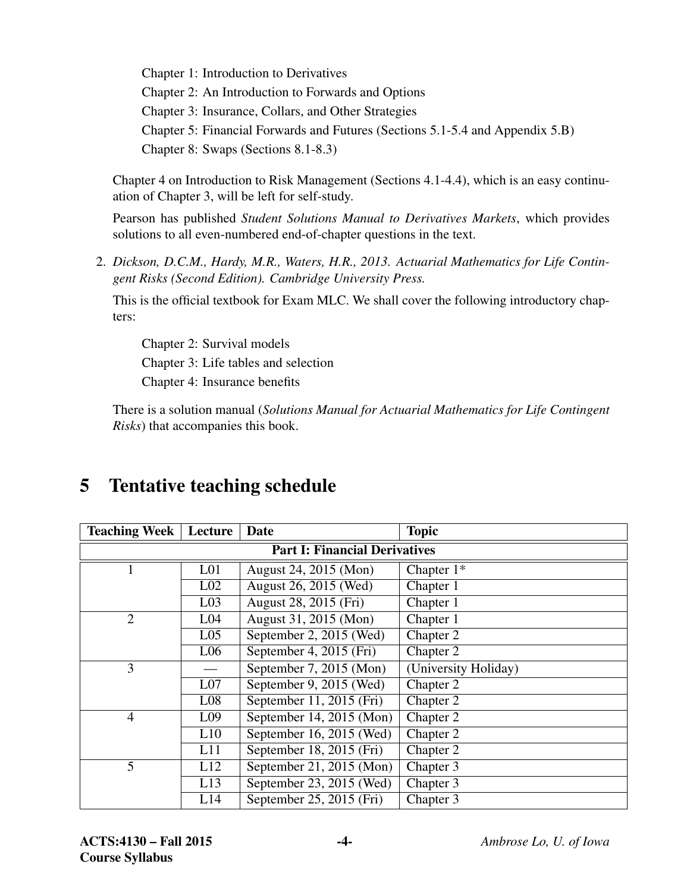Chapter 1: Introduction to Derivatives
Chapter 2: An Introduction to Forwards and Options
Chapter 3: Insurance, Collars, and Other Strategies
Chapter 5: Financial Forwards and Futures (Sections 5.1-5.4 and Appendix 5.B)
Chapter 8: Swaps (Sections 8.1-8.3)

Chapter 4 on Introduction to Risk Management (Sections 4.1-4.4), which is an easy continuation of Chapter 3, will be left for self-study.

Pearson has published *Student Solutions Manual to Derivatives Markets*, which provides solutions to all even-numbered end-of-chapter questions in the text.

2. *Dickson, D.C.M., Hardy, M.R., Waters, H.R., 2013. Actuarial Mathematics for Life Contingent Risks (Second Edition). Cambridge University Press.*

   This is the official textbook for Exam MLC. We shall cover the following introductory chapters:

   Chapter 2: Survival models
   Chapter 3: Life tables and selection
   Chapter 4: Insurance benefits

   There is a solution manual (*Solutions Manual for Actuarial Mathematics for Life Contingent Risks*) that accompanies this book.

# 5 Tentative teaching schedule

| Teaching Week | Lecture | Date | Topic |
|---|---|---|---|
| **Part I: Financial Derivatives** | | | |
| 1 | L01 | August 24, 2015 (Mon) | Chapter 1* |
| | L02 | August 26, 2015 (Wed) | Chapter 1 |
| | L03 | August 28, 2015 (Fri) | Chapter 1 |
| 2 | L04 | August 31, 2015 (Mon) | Chapter 1 |
| | L05 | September 2, 2015 (Wed) | Chapter 2 |
| | L06 | September 4, 2015 (Fri) | Chapter 2 |
| 3 | — | September 7, 2015 (Mon) | (University Holiday) |
| | L07 | September 9, 2015 (Wed) | Chapter 2 |
| | L08 | September 11, 2015 (Fri) | Chapter 2 |
| 4 | L09 | September 14, 2015 (Mon) | Chapter 2 |
| | L10 | September 16, 2015 (Wed) | Chapter 2 |
| | L11 | September 18, 2015 (Fri) | Chapter 2 |
| 5 | L12 | September 21, 2015 (Mon) | Chapter 3 |
| | L13 | September 23, 2015 (Wed) | Chapter 3 |
| | L14 | September 25, 2015 (Fri) | Chapter 3 |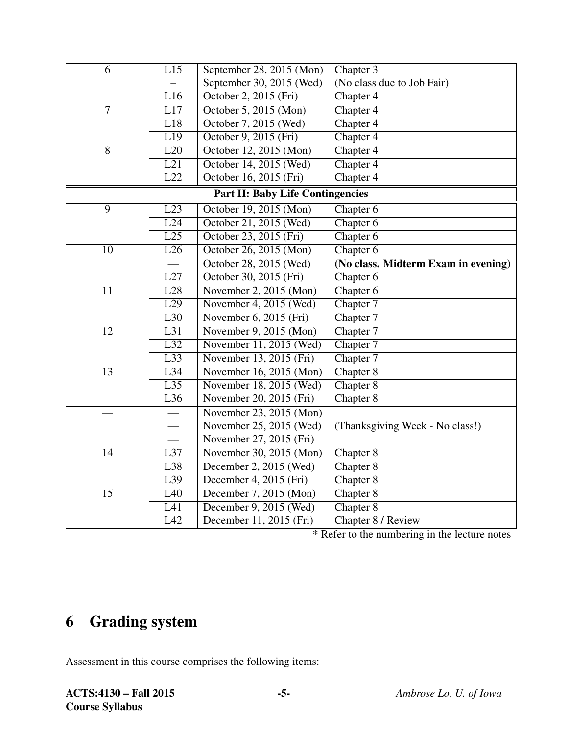| | | | |
|---|---|---|---|
| 6 | L15 | September 28, 2015 (Mon) | Chapter 3 |
| | – | September 30, 2015 (Wed) | (No class due to Job Fair) |
| | L16 | October 2, 2015 (Fri) | Chapter 4 |
| 7 | L17 | October 5, 2015 (Mon) | Chapter 4 |
| | L18 | October 7, 2015 (Wed) | Chapter 4 |
| | L19 | October 9, 2015 (Fri) | Chapter 4 |
| 8 | L20 | October 12, 2015 (Mon) | Chapter 4 |
| | L21 | October 14, 2015 (Wed) | Chapter 4 |
| | L22 | October 16, 2015 (Fri) | Chapter 4 |
| **Part II: Baby Life Contingencies** | | | |
| 9 | L23 | October 19, 2015 (Mon) | Chapter 6 |
| | L24 | October 21, 2015 (Wed) | Chapter 6 |
| | L25 | October 23, 2015 (Fri) | Chapter 6 |
| 10 | L26 | October 26, 2015 (Mon) | Chapter 6 |
| | — | October 28, 2015 (Wed) | **(No class. Midterm Exam in evening)** |
| | L27 | October 30, 2015 (Fri) | Chapter 6 |
| 11 | L28 | November 2, 2015 (Mon) | Chapter 6 |
| | L29 | November 4, 2015 (Wed) | Chapter 7 |
| | L30 | November 6, 2015 (Fri) | Chapter 7 |
| 12 | L31 | November 9, 2015 (Mon) | Chapter 7 |
| | L32 | November 11, 2015 (Wed) | Chapter 7 |
| | L33 | November 13, 2015 (Fri) | Chapter 7 |
| 13 | L34 | November 16, 2015 (Mon) | Chapter 8 |
| | L35 | November 18, 2015 (Wed) | Chapter 8 |
| | L36 | November 20, 2015 (Fri) | Chapter 8 |
| — | — | November 23, 2015 (Mon) | (Thanksgiving Week - No class!) |
| | — | November 25, 2015 (Wed) | |
| | — | November 27, 2015 (Fri) | |
| 14 | L37 | November 30, 2015 (Mon) | Chapter 8 |
| | L38 | December 2, 2015 (Wed) | Chapter 8 |
| | L39 | December 4, 2015 (Fri) | Chapter 8 |
| 15 | L40 | December 7, 2015 (Mon) | Chapter 8 |
| | L41 | December 9, 2015 (Wed) | Chapter 8 |
| | L42 | December 11, 2015 (Fri) | Chapter 8 / Review |

* Refer to the numbering in the lecture notes

## 6 Grading system

Assessment in this course comprises the following items: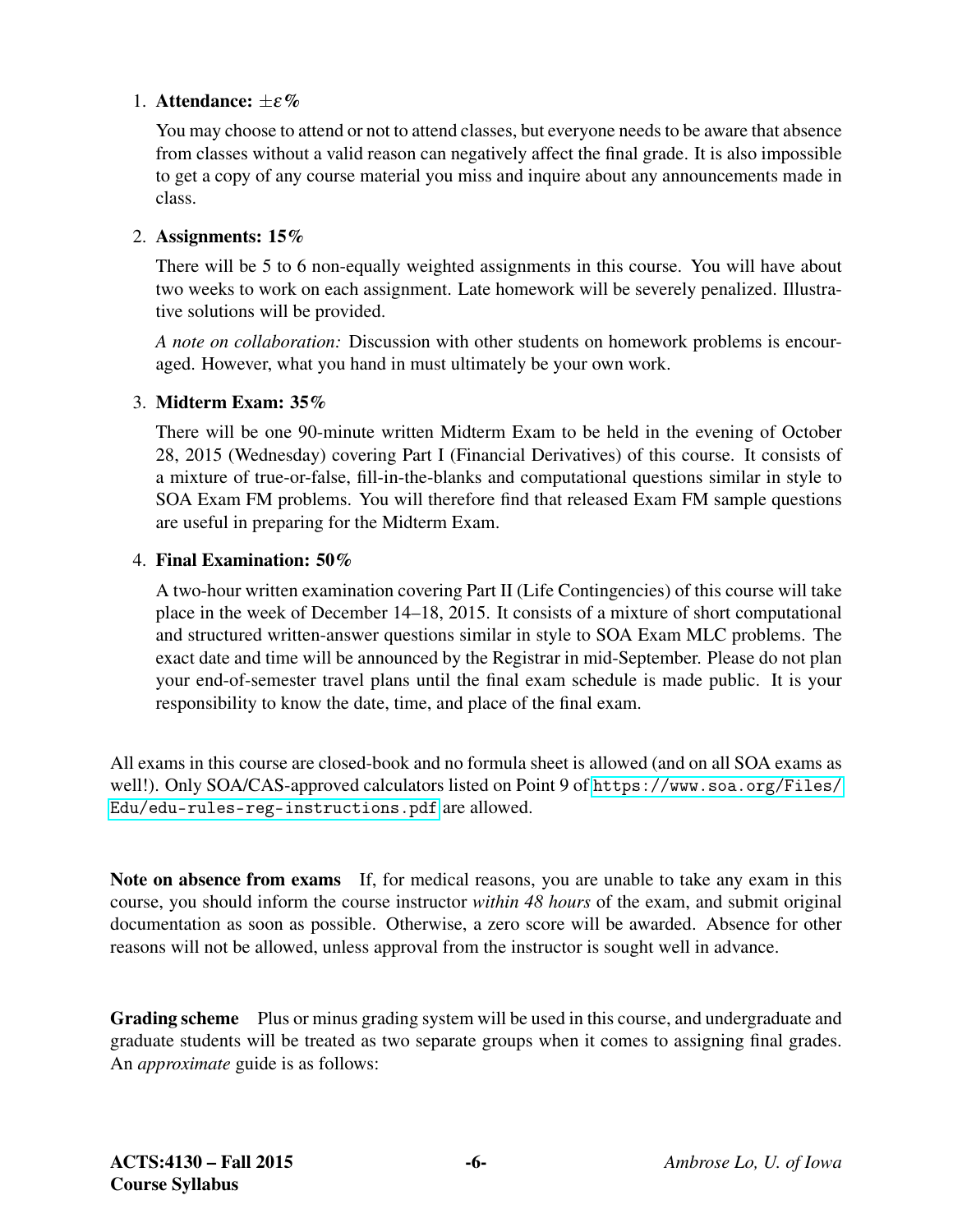1. **Attendance: $\pm\varepsilon$%**

   You may choose to attend or not to attend classes, but everyone needs to be aware that absence from classes without a valid reason can negatively affect the final grade. It is also impossible to get a copy of any course material you miss and inquire about any announcements made in class.

2. **Assignments: 15%**

   There will be 5 to 6 non-equally weighted assignments in this course. You will have about two weeks to work on each assignment. Late homework will be severely penalized. Illustrative solutions will be provided.

   *A note on collaboration:* Discussion with other students on homework problems is encouraged. However, what you hand in must ultimately be your own work.

3. **Midterm Exam: 35%**

   There will be one 90-minute written Midterm Exam to be held in the evening of October 28, 2015 (Wednesday) covering Part I (Financial Derivatives) of this course. It consists of a mixture of true-or-false, fill-in-the-blanks and computational questions similar in style to SOA Exam FM problems. You will therefore find that released Exam FM sample questions are useful in preparing for the Midterm Exam.

4. **Final Examination: 50%**

   A two-hour written examination covering Part II (Life Contingencies) of this course will take place in the week of December 14–18, 2015. It consists of a mixture of short computational and structured written-answer questions similar in style to SOA Exam MLC problems. The exact date and time will be announced by the Registrar in mid-September. Please do not plan your end-of-semester travel plans until the final exam schedule is made public. It is your responsibility to know the date, time, and place of the final exam.

All exams in this course are closed-book and no formula sheet is allowed (and on all SOA exams as well!). Only SOA/CAS-approved calculators listed on Point 9 of `https://www.soa.org/Files/Edu/edu-rules-reg-instructions.pdf` are allowed.

**Note on absence from exams** If, for medical reasons, you are unable to take any exam in this course, you should inform the course instructor *within 48 hours* of the exam, and submit original documentation as soon as possible. Otherwise, a zero score will be awarded. Absence for other reasons will not be allowed, unless approval from the instructor is sought well in advance.

**Grading scheme** Plus or minus grading system will be used in this course, and undergraduate and graduate students will be treated as two separate groups when it comes to assigning final grades. An *approximate* guide is as follows: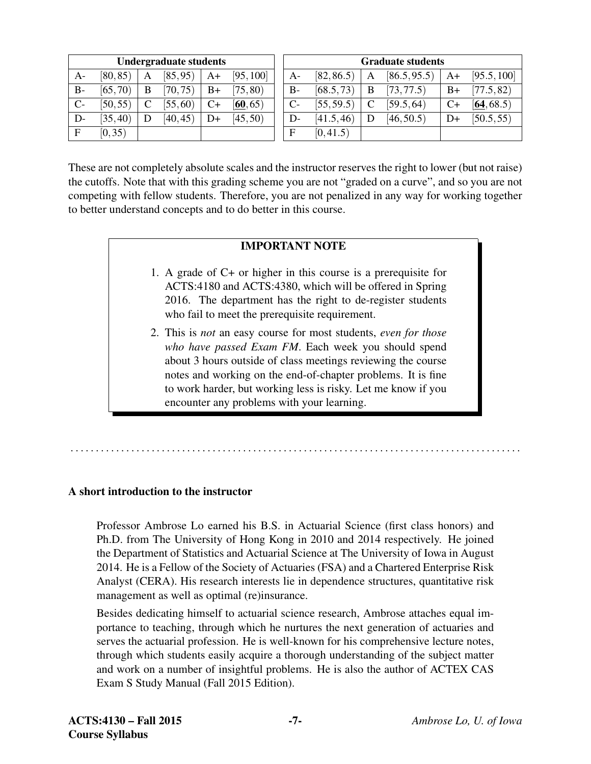| Undergraduate students | | | | | |
|---|---|---|---|---|---|
| A- | $[80, 85)$ | A | $[85, 95)$ | A+ | $[95, 100]$ |
| B- | $[65, 70)$ | B | $[70, 75)$ | B+ | $[75, 80)$ |
| C- | $[50, 55)$ | C | $[55, 60)$ | C+ | $[\underline{\mathbf{60}}, 65)$ |
| D- | $[35, 40)$ | D | $[40, 45)$ | D+ | $[45, 50)$ |
| F | $[0, 35)$ | | | | |

| Graduate students | | | | | |
|---|---|---|---|---|---|
| A- | $[82, 86.5)$ | A | $[86.5, 95.5)$ | A+ | $[95.5, 100]$ |
| B- | $[68.5, 73)$ | B | $[73, 77.5)$ | B+ | $[77.5, 82)$ |
| C- | $[55, 59.5)$ | C | $[59.5, 64)$ | C+ | $[\underline{\mathbf{64}}, 68.5)$ |
| D- | $[41.5, 46)$ | D | $[46, 50.5)$ | D+ | $[50.5, 55)$ |
| F | $[0, 41.5)$ | | | | |

These are not completely absolute scales and the instructor reserves the right to lower (but not raise) the cutoffs. Note that with this grading scheme you are not "graded on a curve", and so you are not competing with fellow students. Therefore, you are not penalized in any way for working together to better understand concepts and to do better in this course.

**IMPORTANT NOTE**

1. A grade of C+ or higher in this course is a prerequisite for ACTS:4180 and ACTS:4380, which will be offered in Spring 2016. The department has the right to de-register students who fail to meet the prerequisite requirement.
2. This is *not* an easy course for most students, *even for those who have passed Exam FM*. Each week you should spend about 3 hours outside of class meetings reviewing the course notes and working on the end-of-chapter problems. It is fine to work harder, but working less is risky. Let me know if you encounter any problems with your learning.

---

### A short introduction to the instructor

Professor Ambrose Lo earned his B.S. in Actuarial Science (first class honors) and Ph.D. from The University of Hong Kong in 2010 and 2014 respectively. He joined the Department of Statistics and Actuarial Science at The University of Iowa in August 2014. He is a Fellow of the Society of Actuaries (FSA) and a Chartered Enterprise Risk Analyst (CERA). His research interests lie in dependence structures, quantitative risk management as well as optimal (re)insurance.

Besides dedicating himself to actuarial science research, Ambrose attaches equal importance to teaching, through which he nurtures the next generation of actuaries and serves the actuarial profession. He is well-known for his comprehensive lecture notes, through which students easily acquire a thorough understanding of the subject matter and work on a number of insightful problems. He is also the author of ACTEX CAS Exam S Study Manual (Fall 2015 Edition).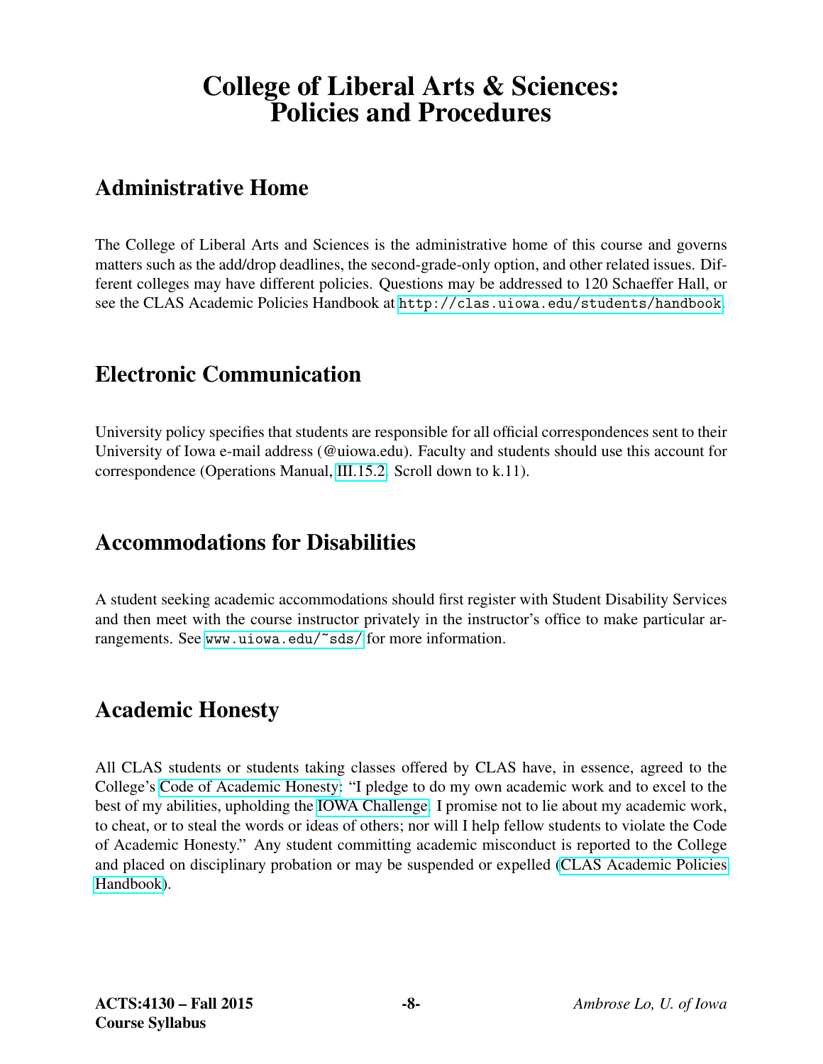# College of Liberal Arts & Sciences: Policies and Procedures

## Administrative Home

The College of Liberal Arts and Sciences is the administrative home of this course and governs matters such as the add/drop deadlines, the second-grade-only option, and other related issues. Different colleges may have different policies. Questions may be addressed to 120 Schaeffer Hall, or see the CLAS Academic Policies Handbook at `http://clas.uiowa.edu/students/handbook`.

## Electronic Communication

University policy specifies that students are responsible for all official correspondences sent to their University of Iowa e-mail address (@uiowa.edu). Faculty and students should use this account for correspondence (Operations Manual, III.15.2. Scroll down to k.11).

## Accommodations for Disabilities

A student seeking academic accommodations should first register with Student Disability Services and then meet with the course instructor privately in the instructor's office to make particular arrangements. See `www.uiowa.edu/~sds/` for more information.

## Academic Honesty

All CLAS students or students taking classes offered by CLAS have, in essence, agreed to the College's Code of Academic Honesty: "I pledge to do my own academic work and to excel to the best of my abilities, upholding the IOWA Challenge. I promise not to lie about my academic work, to cheat, or to steal the words or ideas of others; nor will I help fellow students to violate the Code of Academic Honesty." Any student committing academic misconduct is reported to the College and placed on disciplinary probation or may be suspended or expelled (CLAS Academic Policies Handbook).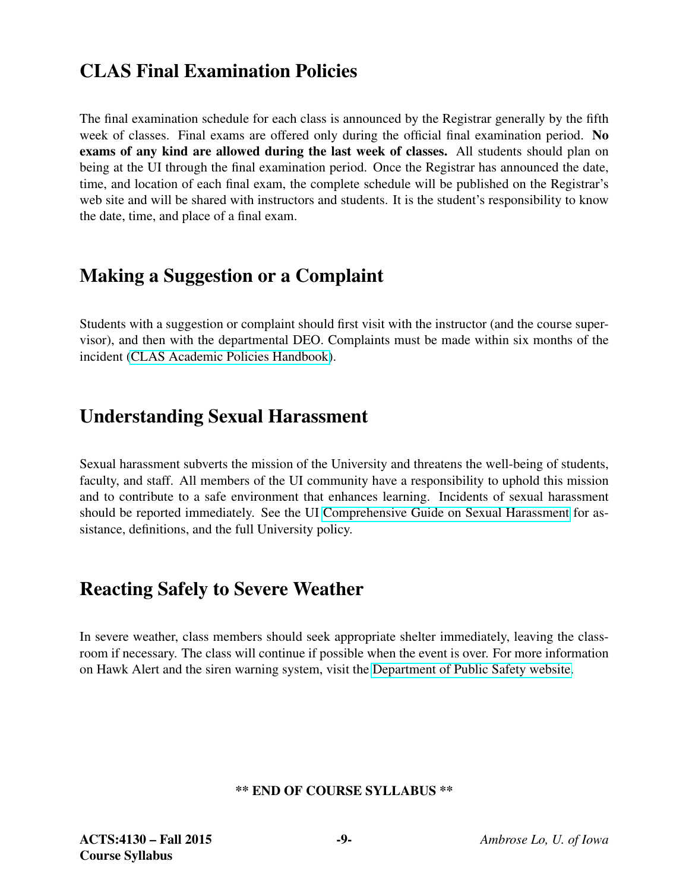## CLAS Final Examination Policies

The final examination schedule for each class is announced by the Registrar generally by the fifth week of classes. Final exams are offered only during the official final examination period. **No exams of any kind are allowed during the last week of classes.** All students should plan on being at the UI through the final examination period. Once the Registrar has announced the date, time, and location of each final exam, the complete schedule will be published on the Registrar's web site and will be shared with instructors and students. It is the student's responsibility to know the date, time, and place of a final exam.

## Making a Suggestion or a Complaint

Students with a suggestion or complaint should first visit with the instructor (and the course supervisor), and then with the departmental DEO. Complaints must be made within six months of the incident (CLAS Academic Policies Handbook).

## Understanding Sexual Harassment

Sexual harassment subverts the mission of the University and threatens the well-being of students, faculty, and staff. All members of the UI community have a responsibility to uphold this mission and to contribute to a safe environment that enhances learning. Incidents of sexual harassment should be reported immediately. See the UI Comprehensive Guide on Sexual Harassment for assistance, definitions, and the full University policy.

## Reacting Safely to Severe Weather

In severe weather, class members should seek appropriate shelter immediately, leaving the classroom if necessary. The class will continue if possible when the event is over. For more information on Hawk Alert and the siren warning system, visit the Department of Public Safety website.

**\*\* END OF COURSE SYLLABUS \*\***